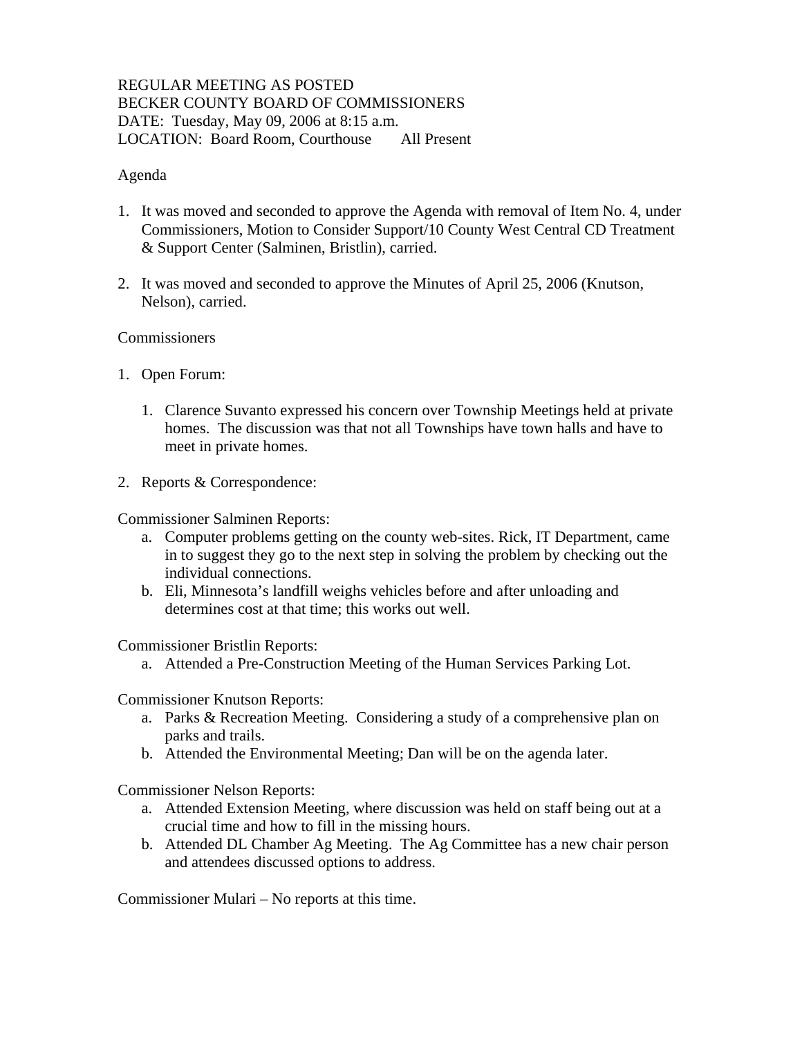REGULAR MEETING AS POSTED
BECKER COUNTY BOARD OF COMMISSIONERS
DATE: Tuesday, May 09, 2006 at 8:15 a.m.
LOCATION: Board Room, Courthouse All Present

Agenda

1. It was moved and seconded to approve the Agenda with removal of Item No. 4, under Commissioners, Motion to Consider Support/10 County West Central CD Treatment & Support Center (Salminen, Bristlin), carried.

2. It was moved and seconded to approve the Minutes of April 25, 2006 (Knutson, Nelson), carried.

Commissioners

1. Open Forum:

    1. Clarence Suvanto expressed his concern over Township Meetings held at private homes. The discussion was that not all Townships have town halls and have to meet in private homes.

2. Reports & Correspondence:

Commissioner Salminen Reports:

a. Computer problems getting on the county web-sites. Rick, IT Department, came in to suggest they go to the next step in solving the problem by checking out the individual connections.
b. Eli, Minnesota's landfill weighs vehicles before and after unloading and determines cost at that time; this works out well.

Commissioner Bristlin Reports:

a. Attended a Pre-Construction Meeting of the Human Services Parking Lot.

Commissioner Knutson Reports:

a. Parks & Recreation Meeting. Considering a study of a comprehensive plan on parks and trails.
b. Attended the Environmental Meeting; Dan will be on the agenda later.

Commissioner Nelson Reports:

a. Attended Extension Meeting, where discussion was held on staff being out at a crucial time and how to fill in the missing hours.
b. Attended DL Chamber Ag Meeting. The Ag Committee has a new chair person and attendees discussed options to address.

Commissioner Mulari – No reports at this time.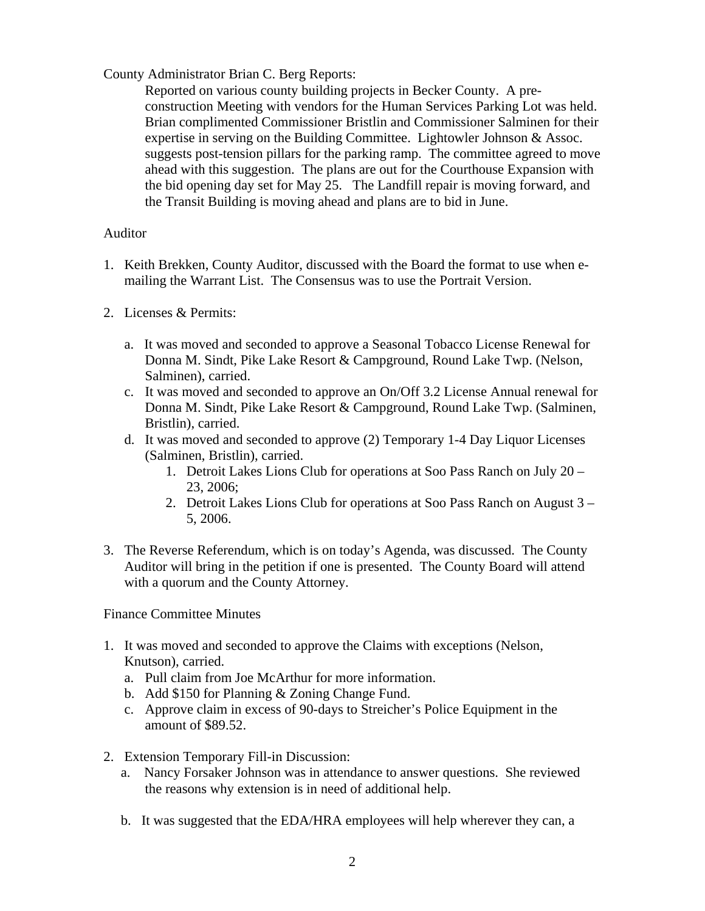County Administrator Brian C. Berg Reports:

Reported on various county building projects in Becker County. A pre-construction Meeting with vendors for the Human Services Parking Lot was held. Brian complimented Commissioner Bristlin and Commissioner Salminen for their expertise in serving on the Building Committee. Lightowler Johnson & Assoc. suggests post-tension pillars for the parking ramp. The committee agreed to move ahead with this suggestion. The plans are out for the Courthouse Expansion with the bid opening day set for May 25. The Landfill repair is moving forward, and the Transit Building is moving ahead and plans are to bid in June.

Auditor

1. Keith Brekken, County Auditor, discussed with the Board the format to use when e-mailing the Warrant List. The Consensus was to use the Portrait Version.

2. Licenses & Permits:

   a. It was moved and seconded to approve a Seasonal Tobacco License Renewal for Donna M. Sindt, Pike Lake Resort & Campground, Round Lake Twp. (Nelson, Salminen), carried.
   
   c. It was moved and seconded to approve an On/Off 3.2 License Annual renewal for Donna M. Sindt, Pike Lake Resort & Campground, Round Lake Twp. (Salminen, Bristlin), carried.
   
   d. It was moved and seconded to approve (2) Temporary 1-4 Day Liquor Licenses (Salminen, Bristlin), carried.
      1. Detroit Lakes Lions Club for operations at Soo Pass Ranch on July 20 – 23, 2006;
      2. Detroit Lakes Lions Club for operations at Soo Pass Ranch on August 3 – 5, 2006.

3. The Reverse Referendum, which is on today's Agenda, was discussed. The County Auditor will bring in the petition if one is presented. The County Board will attend with a quorum and the County Attorney.

Finance Committee Minutes

1. It was moved and seconded to approve the Claims with exceptions (Nelson, Knutson), carried.
   a. Pull claim from Joe McArthur for more information.
   b. Add $150 for Planning & Zoning Change Fund.
   c. Approve claim in excess of 90-days to Streicher's Police Equipment in the amount of $89.52.

2. Extension Temporary Fill-in Discussion:
   a. Nancy Forsaker Johnson was in attendance to answer questions. She reviewed the reasons why extension is in need of additional help.
   
   b. It was suggested that the EDA/HRA employees will help wherever they can, a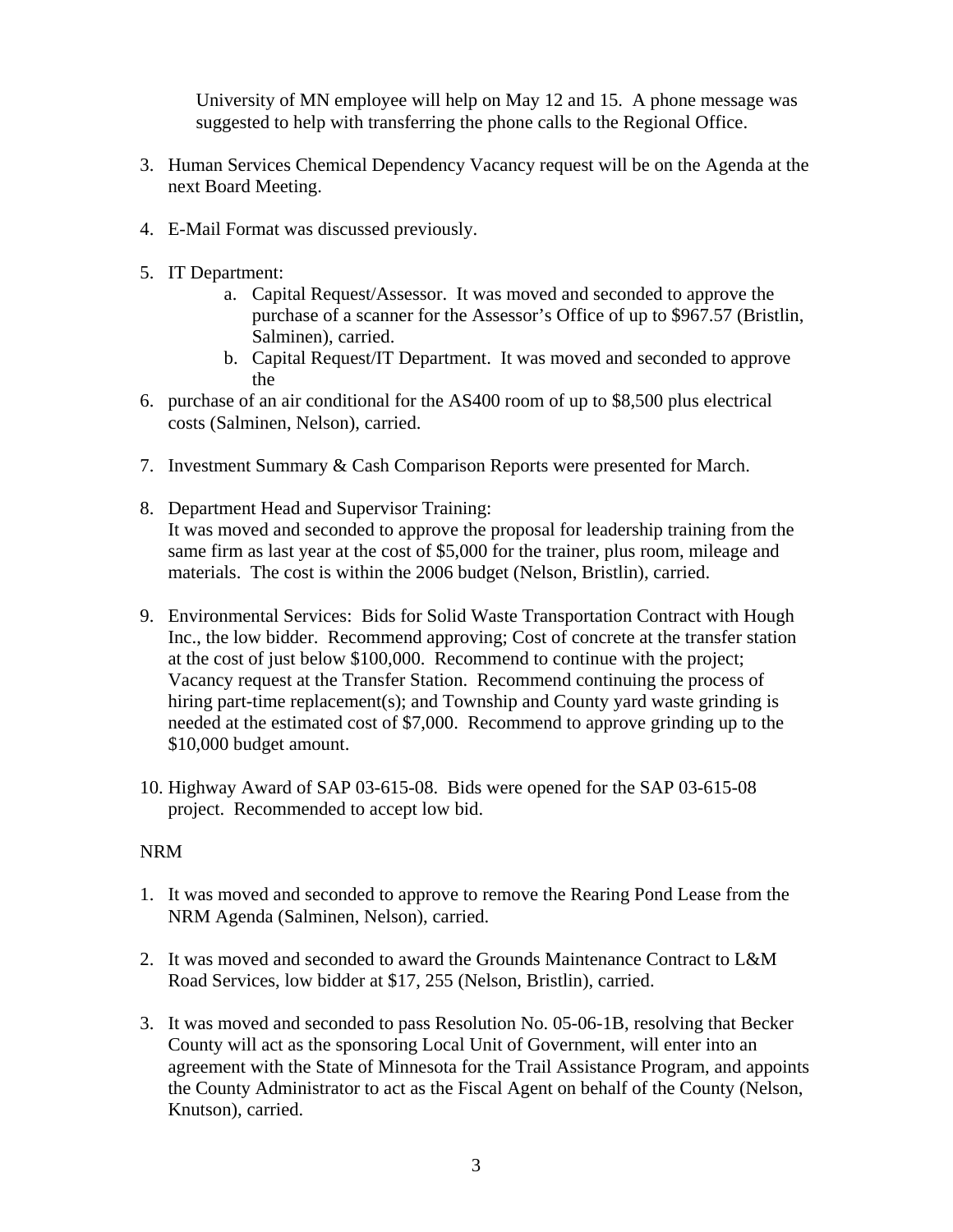University of MN employee will help on May 12 and 15. A phone message was suggested to help with transferring the phone calls to the Regional Office.

3. Human Services Chemical Dependency Vacancy request will be on the Agenda at the next Board Meeting.

4. E-Mail Format was discussed previously.

5. IT Department:
    a. Capital Request/Assessor. It was moved and seconded to approve the purchase of a scanner for the Assessor's Office of up to $967.57 (Bristlin, Salminen), carried.
    b. Capital Request/IT Department. It was moved and seconded to approve the

6. purchase of an air conditional for the AS400 room of up to $8,500 plus electrical costs (Salminen, Nelson), carried.

7. Investment Summary & Cash Comparison Reports were presented for March.

8. Department Head and Supervisor Training:
   It was moved and seconded to approve the proposal for leadership training from the same firm as last year at the cost of $5,000 for the trainer, plus room, mileage and materials. The cost is within the 2006 budget (Nelson, Bristlin), carried.

9. Environmental Services: Bids for Solid Waste Transportation Contract with Hough Inc., the low bidder. Recommend approving; Cost of concrete at the transfer station at the cost of just below $100,000. Recommend to continue with the project; Vacancy request at the Transfer Station. Recommend continuing the process of hiring part-time replacement(s); and Township and County yard waste grinding is needed at the estimated cost of $7,000. Recommend to approve grinding up to the $10,000 budget amount.

10. Highway Award of SAP 03-615-08. Bids were opened for the SAP 03-615-08 project. Recommended to accept low bid.

NRM

1. It was moved and seconded to approve to remove the Rearing Pond Lease from the NRM Agenda (Salminen, Nelson), carried.

2. It was moved and seconded to award the Grounds Maintenance Contract to L&M Road Services, low bidder at $17, 255 (Nelson, Bristlin), carried.

3. It was moved and seconded to pass Resolution No. 05-06-1B, resolving that Becker County will act as the sponsoring Local Unit of Government, will enter into an agreement with the State of Minnesota for the Trail Assistance Program, and appoints the County Administrator to act as the Fiscal Agent on behalf of the County (Nelson, Knutson), carried.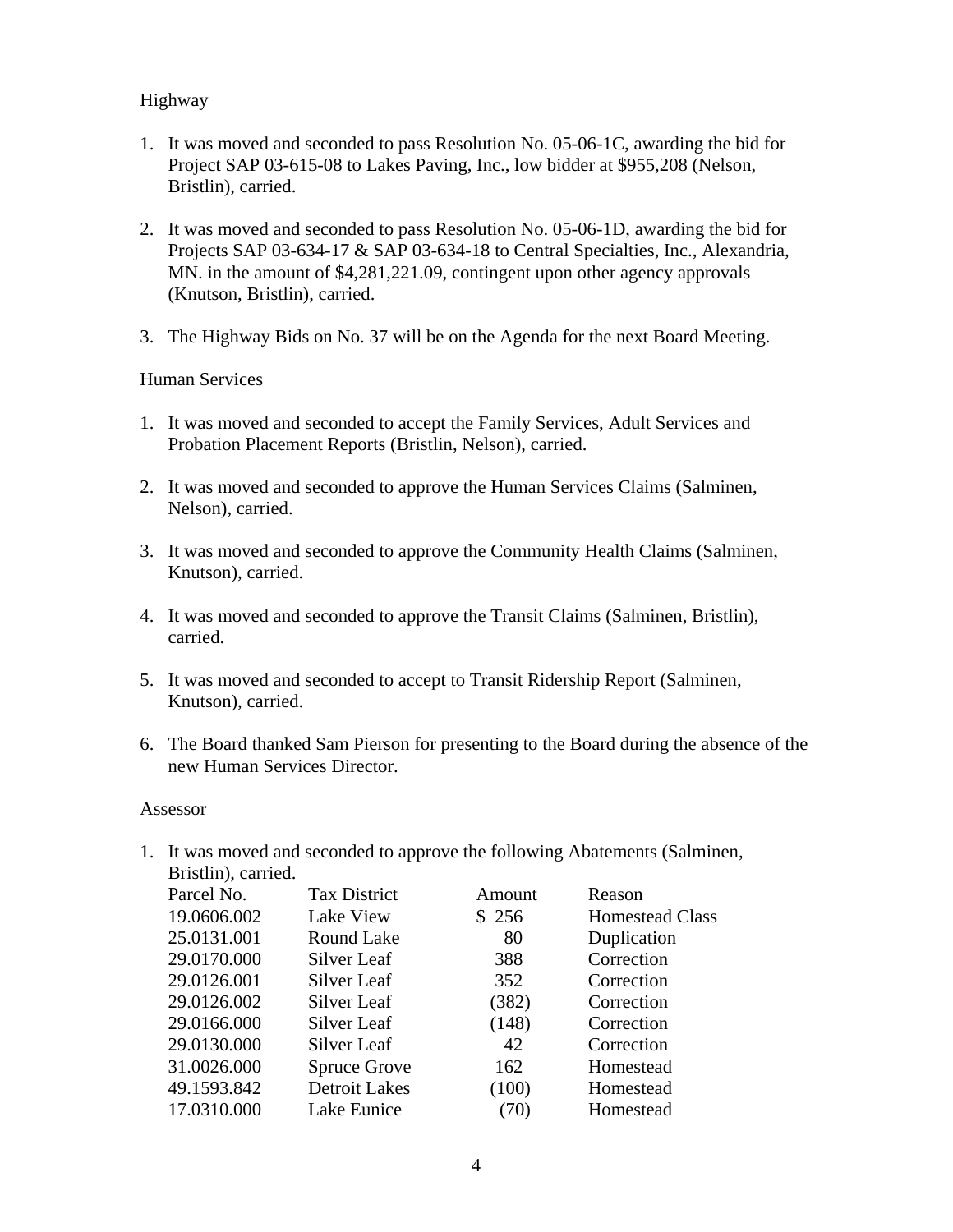Highway

1. It was moved and seconded to pass Resolution No. 05-06-1C, awarding the bid for Project SAP 03-615-08 to Lakes Paving, Inc., low bidder at $955,208 (Nelson, Bristlin), carried.

2. It was moved and seconded to pass Resolution No. 05-06-1D, awarding the bid for Projects SAP 03-634-17 & SAP 03-634-18 to Central Specialties, Inc., Alexandria, MN. in the amount of $4,281,221.09, contingent upon other agency approvals (Knutson, Bristlin), carried.

3. The Highway Bids on No. 37 will be on the Agenda for the next Board Meeting.

Human Services

1. It was moved and seconded to accept the Family Services, Adult Services and Probation Placement Reports (Bristlin, Nelson), carried.

2. It was moved and seconded to approve the Human Services Claims (Salminen, Nelson), carried.

3. It was moved and seconded to approve the Community Health Claims (Salminen, Knutson), carried.

4. It was moved and seconded to approve the Transit Claims (Salminen, Bristlin), carried.

5. It was moved and seconded to accept to Transit Ridership Report (Salminen, Knutson), carried.

6. The Board thanked Sam Pierson for presenting to the Board during the absence of the new Human Services Director.

Assessor

1. It was moved and seconded to approve the following Abatements (Salminen, Bristlin), carried.

| Parcel No. | Tax District | Amount | Reason |
|---|---|---|---|
| 19.0606.002 | Lake View | $ 256 | Homestead Class |
| 25.0131.001 | Round Lake | 80 | Duplication |
| 29.0170.000 | Silver Leaf | 388 | Correction |
| 29.0126.001 | Silver Leaf | 352 | Correction |
| 29.0126.002 | Silver Leaf | (382) | Correction |
| 29.0166.000 | Silver Leaf | (148) | Correction |
| 29.0130.000 | Silver Leaf | 42 | Correction |
| 31.0026.000 | Spruce Grove | 162 | Homestead |
| 49.1593.842 | Detroit Lakes | (100) | Homestead |
| 17.0310.000 | Lake Eunice | (70) | Homestead |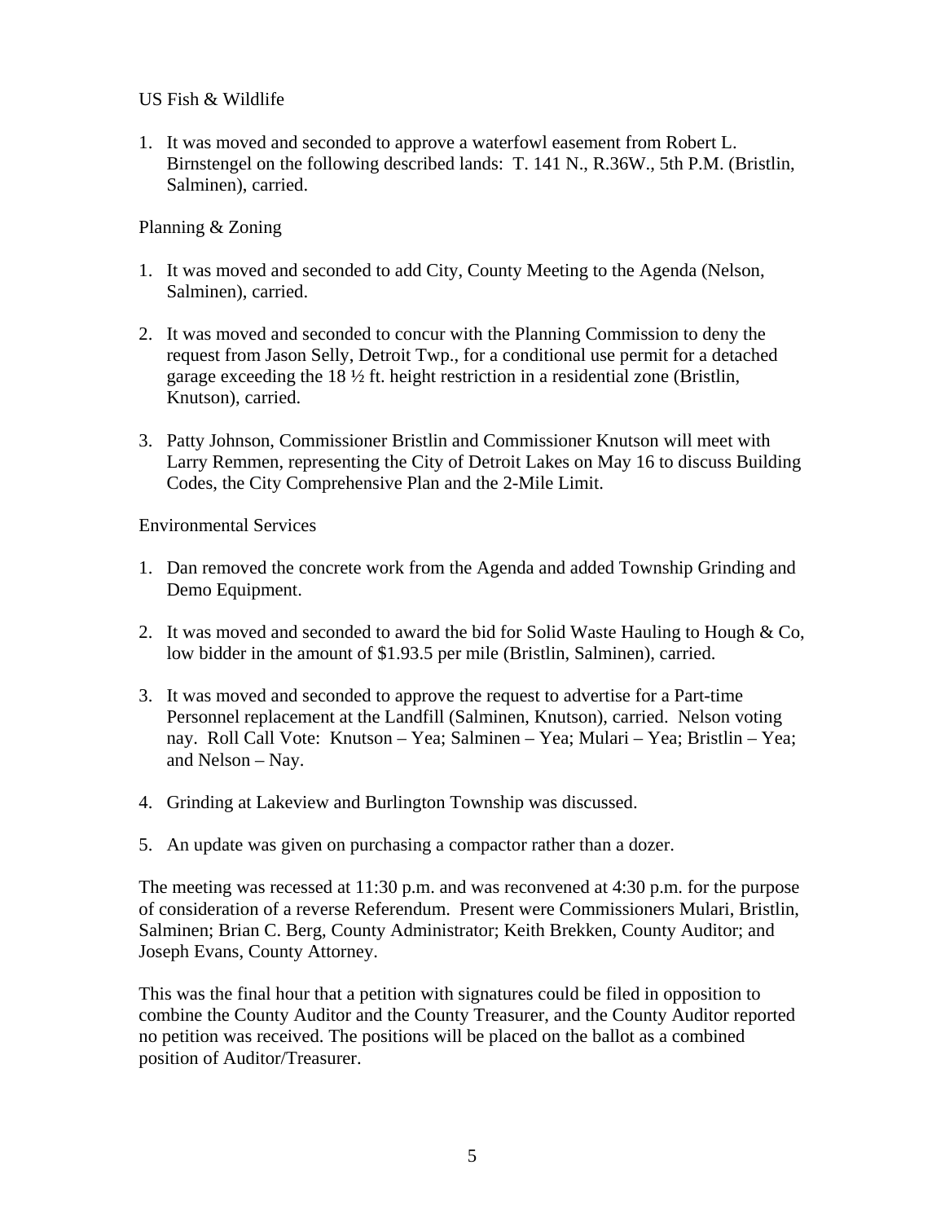US Fish & Wildlife

1. It was moved and seconded to approve a waterfowl easement from Robert L. Birnstengel on the following described lands: T. 141 N., R.36W., 5th P.M. (Bristlin, Salminen), carried.

Planning & Zoning

1. It was moved and seconded to add City, County Meeting to the Agenda (Nelson, Salminen), carried.

2. It was moved and seconded to concur with the Planning Commission to deny the request from Jason Selly, Detroit Twp., for a conditional use permit for a detached garage exceeding the 18 ½ ft. height restriction in a residential zone (Bristlin, Knutson), carried.

3. Patty Johnson, Commissioner Bristlin and Commissioner Knutson will meet with Larry Remmen, representing the City of Detroit Lakes on May 16 to discuss Building Codes, the City Comprehensive Plan and the 2-Mile Limit.

Environmental Services

1. Dan removed the concrete work from the Agenda and added Township Grinding and Demo Equipment.

2. It was moved and seconded to award the bid for Solid Waste Hauling to Hough & Co, low bidder in the amount of $1.93.5 per mile (Bristlin, Salminen), carried.

3. It was moved and seconded to approve the request to advertise for a Part-time Personnel replacement at the Landfill (Salminen, Knutson), carried. Nelson voting nay. Roll Call Vote: Knutson – Yea; Salminen – Yea; Mulari – Yea; Bristlin – Yea; and Nelson – Nay.

4. Grinding at Lakeview and Burlington Township was discussed.

5. An update was given on purchasing a compactor rather than a dozer.

The meeting was recessed at 11:30 p.m. and was reconvened at 4:30 p.m. for the purpose of consideration of a reverse Referendum. Present were Commissioners Mulari, Bristlin, Salminen; Brian C. Berg, County Administrator; Keith Brekken, County Auditor; and Joseph Evans, County Attorney.

This was the final hour that a petition with signatures could be filed in opposition to combine the County Auditor and the County Treasurer, and the County Auditor reported no petition was received. The positions will be placed on the ballot as a combined position of Auditor/Treasurer.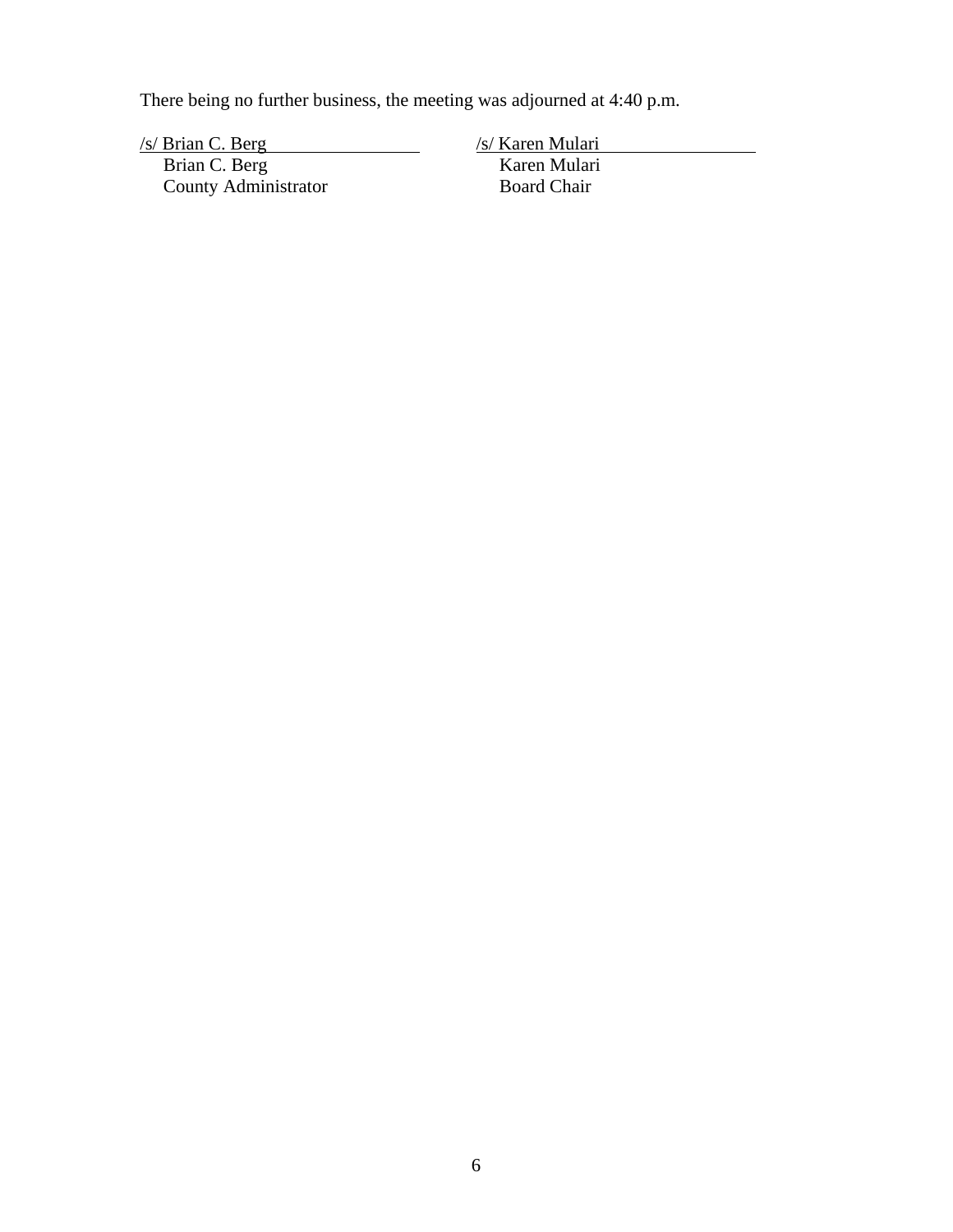There being no further business, the meeting was adjourned at 4:40 p.m.

| | |
|---|---|
| /s/ Brian C. Berg | /s/ Karen Mulari |
| Brian C. Berg | Karen Mulari |
| County Administrator | Board Chair |